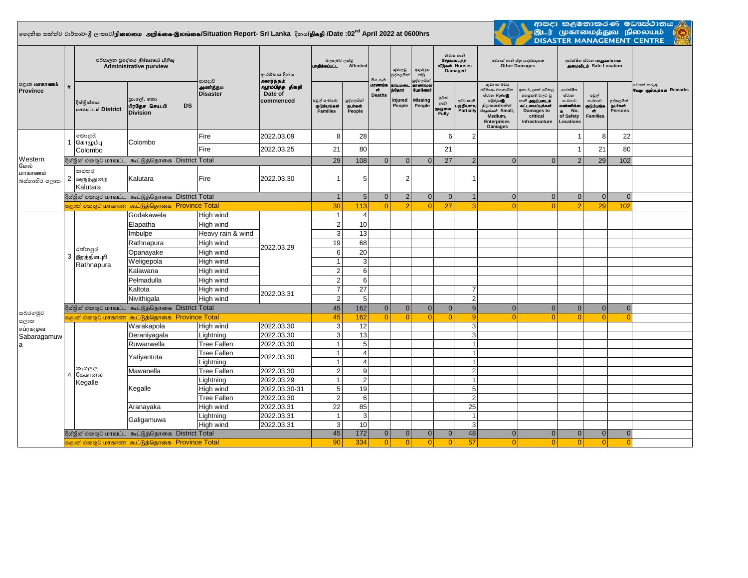# දෛනික තත්ත්ව වාර්තාව-ශ්‍රී ලංකාව/நிலைமை அறிக்கை-இலங்கை/Situation Report- Sri Lanka දිනය/திகதி /Date :02nd April 2022 at 0600hrs

ආපදා කළමනාකරණ මධ්‍යස්ථානය / இடர் முகாமைத்துவ நிலையம் / DISASTER MANAGEMENT CENTRE

| පළාත மாகாணம் Province | # | දිස්ත්‍රික්කය மாவட்டம் District | ප්‍රා.ලේ. කො பிரதேச செய.பி DS Division | ආපදාව அனர்த்தம Disaster | ආරම්භක දිනය அனர்த்தம் ஆரம்பித்த திகதி Date of commenced | බලපෑමට ලක්වූ பாதிக்கப்பட்ட Affected - පවුල් සංඛ්‍යාව குடும்பங்கள் Families | බලපෑමට ලක්වූ பாதிக்கப்பட்ட Affected - පුද්ගලයින් நபர்கள் People | මිය යෑම මரணங்கள் Deaths | තුවාලවූ පුද්ගලයින් காயமடைந்தோர் Injured People | අතුරුදහන් වූ පුද්ගලයින් காணாமல் போனோர் Missing People | නිවාස හානි சேதமடைந்த வீடுகள் Houses Damaged - පූර්ණ හානි முழுமை Fully | නිවාස හානි Houses Damaged - අර්ධ හානි பகுதியளவு Partially | කුඩා හා මධ්‍ය පරිමාණ ව්‍යාපාරික ස්ථාන හානි Small, Medium, Enterprises Damages | ඉතා වැදගත් යටිතල පහසුකම් වලට වූ හානි Damages to critical Infrastructure | ආරක්ෂිත ස්ථාන No. of Safety Locations | පවුල් සංඛ්‍යාව குடும்பங்கள் Families | පුද්ගලයින් நபர்கள் Persons | වෙනත් කරුණු வேறு குறிப்புக்கள் Remarks |
|---|---|---|---|---|---|---|---|---|---|---|---|---|---|---|---|---|---|---|
| Western මேல் மாகாணம் බස්නාහිර පළාත | 1 | කොළඹ கொழும்பு Colombo | Colombo | Fire | 2022.03.09 | 8 | 28 | | | | 6 | 2 | | | 1 | 8 | 22 | |
| | | | | Fire | 2022.03.25 | 21 | 80 | | | | 21 | | | | 1 | 21 | 80 | |
| | | දිස්ත්‍රික් එකතුව மாவட்ட கூட்டுத்தொகை District Total | | | | 29 | 108 | 0 | 0 | 0 | 27 | 2 | 0 | 0 | 2 | 29 | 102 | |
| | 2 | කළුතර களுத்துறை Kalutara | Kalutara | Fire | 2022.03.30 | 1 | 5 | | 2 | | | 1 | | | | | | |
| | | දිස්ත්‍රික් එකතුව மாவட்ட கூட்டுத்தொகை District Total | | | | 1 | 5 | 0 | 2 | 0 | 0 | 1 | 0 | 0 | 0 | 0 | 0 | |
| | | පළාත් එකතුව மாகாண கூட்டுத்தொகை Province Total | | | | 30 | 113 | 0 | 2 | 0 | 27 | 3 | 0 | 0 | 2 | 29 | 102 | |
| සබරගමුව පළාත சப்ரகமுவ Sabaragamuwa | 3 | රත්නපුර இரத்தினபுரி Rathnapura | Godakawela | High wind | 2022.03.29 | 1 | 4 | | | | | | | | | | | |
| | | | Elapatha | High wind | 2022.03.29 | 2 | 10 | | | | | | | | | | | |
| | | | Imbulpe | Heavy rain & wind | 2022.03.29 | 3 | 13 | | | | | | | | | | | |
| | | | Rathnapura | High wind | 2022.03.29 | 19 | 68 | | | | | | | | | | | |
| | | | Opanayake | High wind | 2022.03.29 | 6 | 20 | | | | | | | | | | | |
| | | | Weligepola | High wind | 2022.03.29 | 1 | 3 | | | | | | | | | | | |
| | | | Kalawana | High wind | 2022.03.29 | 2 | 6 | | | | | | | | | | | |
| | | | Pelmadulla | High wind | 2022.03.29 | 2 | 6 | | | | | | | | | | | |
| | | | Kaltota | High wind | 2022.03.31 | 7 | 27 | | | | | 7 | | | | | | |
| | | | Nivithigala | High wind | 2022.03.31 | 2 | 5 | | | | | 2 | | | | | | |
| | | දිස්ත්‍රික් එකතුව மாவட்ட கூட்டுத்தொகை District Total | | | | 45 | 162 | 0 | 0 | 0 | 0 | 9 | 0 | 0 | 0 | 0 | 0 | |
| | | පළාත් එකතුව மாகாண கூட்டுத்தொகை Province Total | | | | 45 | 162 | 0 | 0 | 0 | 0 | 9 | 0 | 0 | 0 | 0 | 0 | |
| | 4 | කෑගල්ල கேகாலை Kegalle | Warakapola | High wind | 2022.03.30 | 3 | 12 | | | | | 3 | | | | | | |
| | | | Deraniyagala | Lightning | 2022.03.30 | 3 | 13 | | | | | 3 | | | | | | |
| | | | Ruwanwella | Tree Fallen | 2022.03.30 | 1 | 5 | | | | | 1 | | | | | | |
| | | | Yatiyantota | Tree Fallen | 2022.03.30 | 1 | 4 | | | | | 1 | | | | | | |
| | | | | Lightning | 2022.03.30 | 1 | 4 | | | | | 1 | | | | | | |
| | | | Mawanella | Tree Fallen | 2022.03.30 | 2 | 9 | | | | | 2 | | | | | | |
| | | | Kegalle | Lightning | 2022.03.29 | 1 | 2 | | | | | 1 | | | | | | |
| | | | | High wind | 2022.03.30-31 | 5 | 19 | | | | | 5 | | | | | | |
| | | | | Tree Fallen | 2022.03.30 | 2 | 6 | | | | | 2 | | | | | | |
| | | | Aranayaka | High wind | 2022.03.31 | 22 | 85 | | | | | 25 | | | | | | |
| | | | Galigamuwa | Lightning | 2022.03.31 | 1 | 3 | | | | | 1 | | | | | | |
| | | | | High wind | 2022.03.31 | 3 | 10 | | | | | 3 | | | | | | |
| | | දිස්ත්‍රික් එකතුව மாவட்ட கூட்டுத்தொகை District Total | | | | 45 | 172 | 0 | 0 | 0 | 0 | 48 | 0 | 0 | 0 | 0 | 0 | |
| | | පළාත් එකතුව மாகாண கூட்டுத்தொகை Province Total | | | | 90 | 334 | 0 | 0 | 0 | 0 | 57 | 0 | 0 | 0 | 0 | 0 | |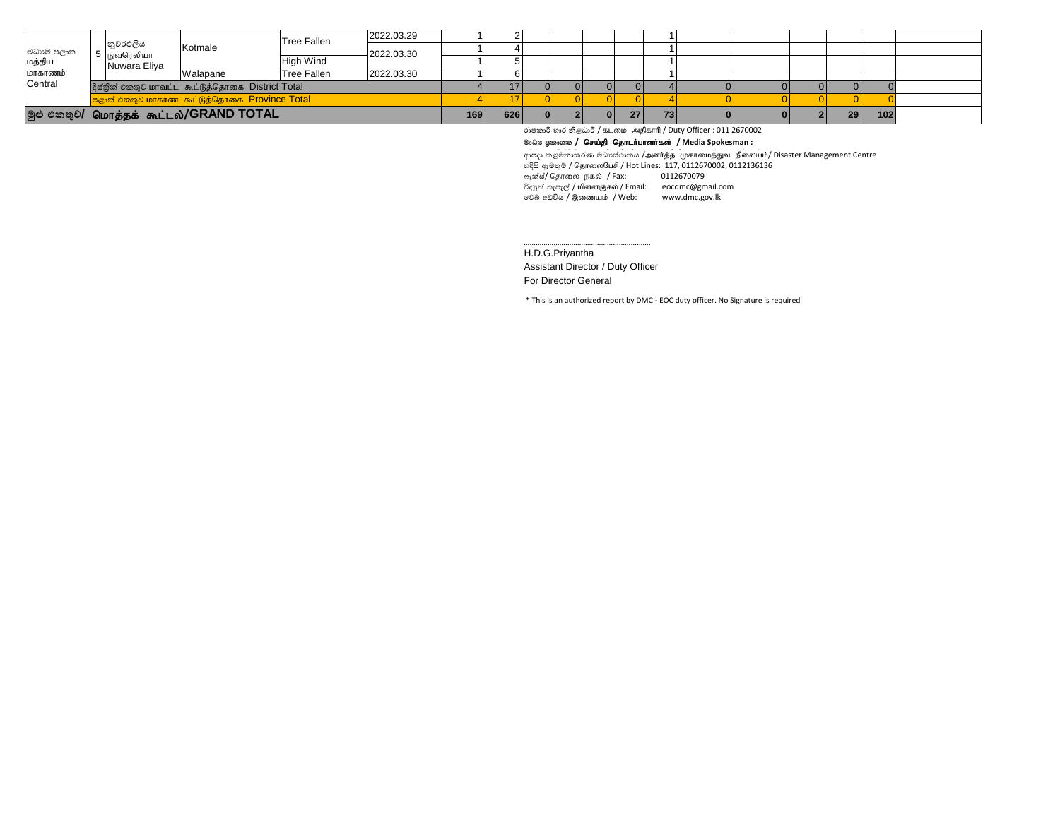| | | | | | | | | | | | | | | | | | | |
|---|---|---|---|---|---|---|---|---|---|---|---|---|---|---|---|---|---|---|
| මධ්‍යම පලාත மத்திய மாகாணம் Central | 5 | නුවරඑළිය நுவரெலியா Nuwara Eliya | Kotmale | Tree Fallen | 2022.03.29 | 1 | 2 | | | | | 1 | | | | | | |
| | | | | | 2022.03.30 | 1 | 4 | | | | | 1 | | | | | | |
| | | | | High Wind | | 1 | 5 | | | | | 1 | | | | | | |
| | | | Walapane | Tree Fallen | 2022.03.30 | 1 | 6 | | | | | 1 | | | | | | |
| | දිස්ත්‍රික් එකතුව மாவட்ட கூட்டுத்தொகை District Total | | | | | 4 | 17 | 0 | 0 | 0 | 0 | 4 | 0 | 0 | 0 | 0 | 0 | |
| | පළාත් එකතුව மாகாண கூட்டுத்தொகை Province Total | | | | | 4 | 17 | 0 | 0 | 0 | 0 | 4 | 0 | 0 | 0 | 0 | 0 | |
| **මුළු එකතුව/ மொத்தக் கூட்டல்/GRAND TOTAL** | | | | | | **169** | **626** | **0** | **2** | **0** | **27** | **73** | **0** | **0** | **2** | **29** | **102** | |

රාජකාරි භාර නිළධාරි / கடமை அதிகாரி / Duty Officer : 011 2670002

**මාධ්‍ය ප්‍රකාශක / செய்தி தொடர்பாளர்கள் / Media Spokesman :**

ආපදා කළමනාකරණ මධ්‍යස්ථානය /அனர்த்த முகாமைத்துவ நிலையம்/ Disaster Management Centre

හදිසි ඇමතුම් / தொலைபேசி / Hot Lines: 117, 0112670002, 0112136136

ෆැක්ස්/ தொலை நகல் / Fax: 0112670079

විද්‍යුත් තැපැල් / மின்னஞ்சல் / Email: eocdmc@gmail.com

වෙබ් අඩවිය / இணையம் / Web: www.dmc.gov.lk

..................................................................

H.D.G.Priyantha

Assistant Director / Duty Officer

For Director General

\* This is an authorized report by DMC - EOC duty officer. No Signature is required